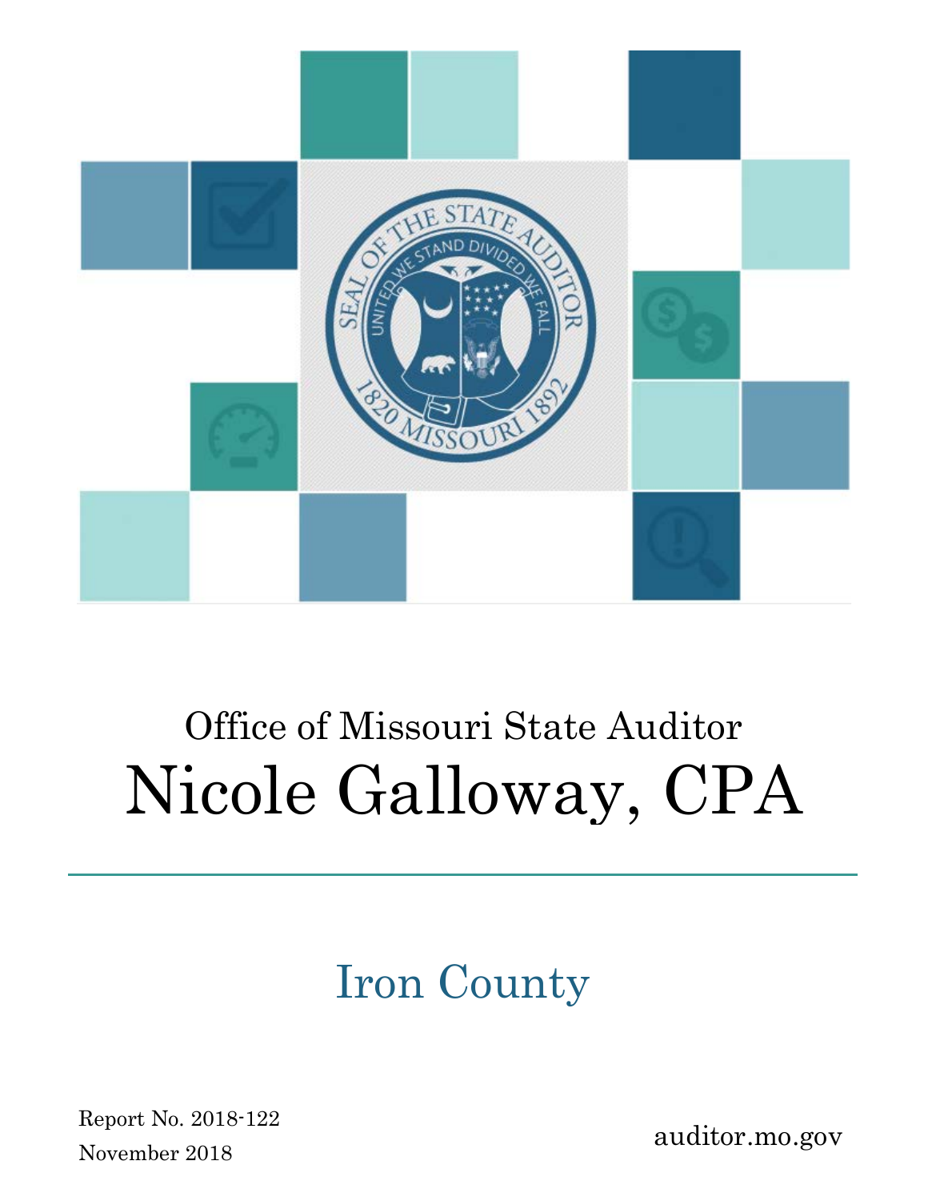Office of Missouri State Auditor

# Nicole Galloway, CPA

---

## Iron County

Report No. 2018-122

November 2018

auditor.mo.gov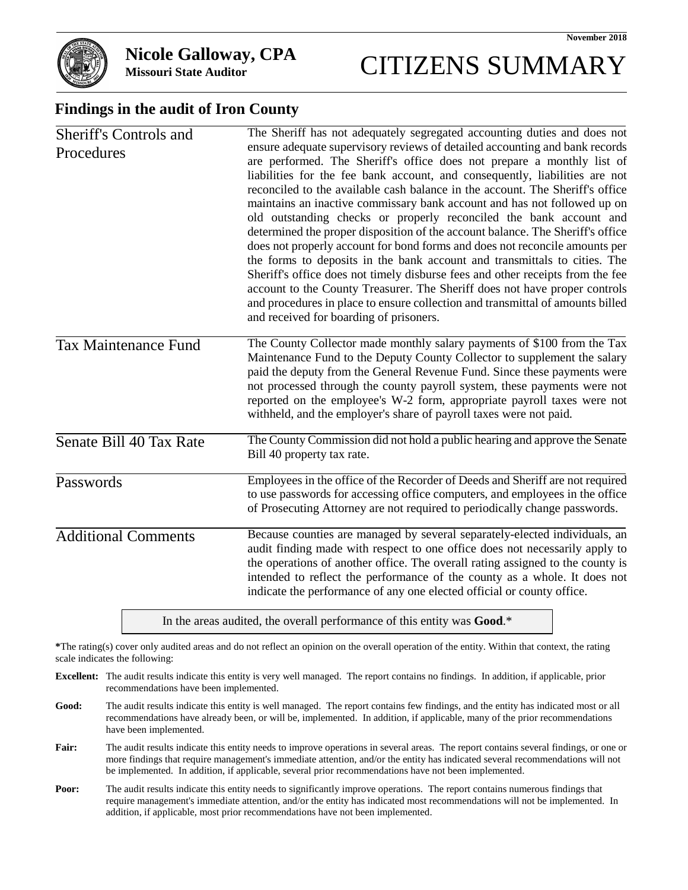November 2018

**Nicole Galloway, CPA**
**Missouri State Auditor**

# CITIZENS SUMMARY

## Findings in the audit of Iron County

### Sheriff's Controls and Procedures

The Sheriff has not adequately segregated accounting duties and does not ensure adequate supervisory reviews of detailed accounting and bank records are performed. The Sheriff's office does not prepare a monthly list of liabilities for the fee bank account, and consequently, liabilities are not reconciled to the available cash balance in the account. The Sheriff's office maintains an inactive commissary bank account and has not followed up on old outstanding checks or properly reconciled the bank account and determined the proper disposition of the account balance. The Sheriff's office does not properly account for bond forms and does not reconcile amounts per the forms to deposits in the bank account and transmittals to cities. The Sheriff's office does not timely disburse fees and other receipts from the fee account to the County Treasurer. The Sheriff does not have proper controls and procedures in place to ensure collection and transmittal of amounts billed and received for boarding of prisoners.

### Tax Maintenance Fund

The County Collector made monthly salary payments of $100 from the Tax Maintenance Fund to the Deputy County Collector to supplement the salary paid the deputy from the General Revenue Fund. Since these payments were not processed through the county payroll system, these payments were not reported on the employee's W-2 form, appropriate payroll taxes were not withheld, and the employer's share of payroll taxes were not paid.

### Senate Bill 40 Tax Rate

The County Commission did not hold a public hearing and approve the Senate Bill 40 property tax rate.

### Passwords

Employees in the office of the Recorder of Deeds and Sheriff are not required to use passwords for accessing office computers, and employees in the office of Prosecuting Attorney are not required to periodically change passwords.

### Additional Comments

Because counties are managed by several separately-elected individuals, an audit finding made with respect to one office does not necessarily apply to the operations of another office. The overall rating assigned to the county is intended to reflect the performance of the county as a whole. It does not indicate the performance of any one elected official or county office.

In the areas audited, the overall performance of this entity was **Good**.*

**\***The rating(s) cover only audited areas and do not reflect an opinion on the overall operation of the entity. Within that context, the rating scale indicates the following:

**Excellent:** The audit results indicate this entity is very well managed. The report contains no findings. In addition, if applicable, prior recommendations have been implemented.

**Good:** The audit results indicate this entity is well managed. The report contains few findings, and the entity has indicated most or all recommendations have already been, or will be, implemented. In addition, if applicable, many of the prior recommendations have been implemented.

**Fair:** The audit results indicate this entity needs to improve operations in several areas. The report contains several findings, or one or more findings that require management's immediate attention, and/or the entity has indicated several recommendations will not be implemented. In addition, if applicable, several prior recommendations have not been implemented.

**Poor:** The audit results indicate this entity needs to significantly improve operations. The report contains numerous findings that require management's immediate attention, and/or the entity has indicated most recommendations will not be implemented. In addition, if applicable, most prior recommendations have not been implemented.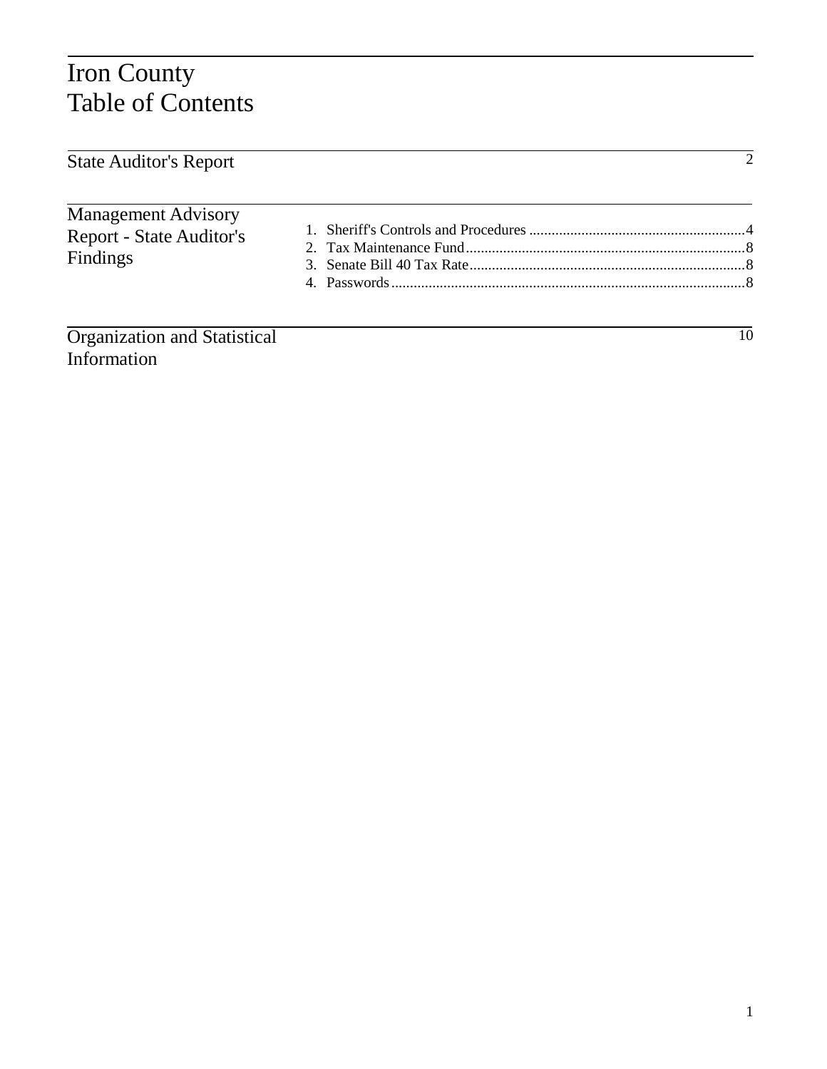# Iron County
# Table of Contents

| | | |
|---|---|---|
| State Auditor's Report | | 2 |
| Management Advisory Report - State Auditor's Findings | 1. Sheriff's Controls and Procedures | 4 |
| | 2. Tax Maintenance Fund | 8 |
| | 3. Senate Bill 40 Tax Rate | 8 |
| | 4. Passwords | 8 |
| Organization and Statistical Information | | 10 |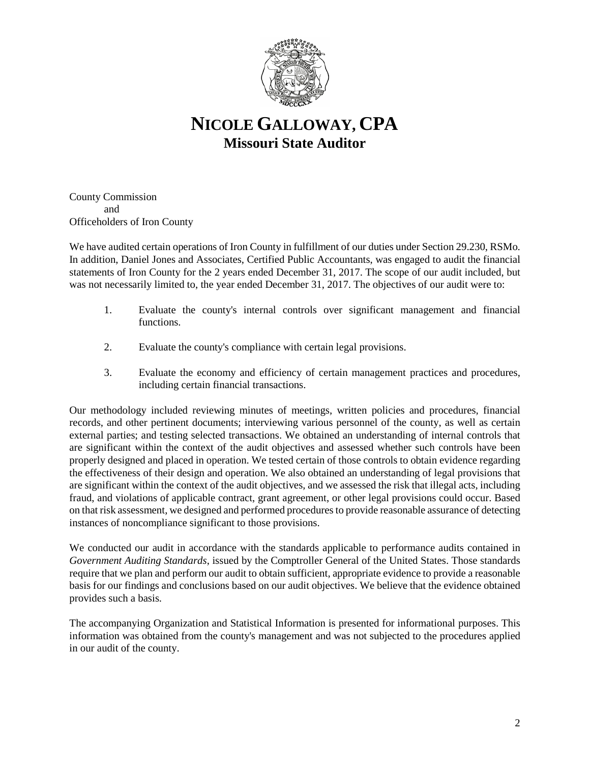# NICOLE GALLOWAY, CPA
## Missouri State Auditor

County Commission
and
Officeholders of Iron County

We have audited certain operations of Iron County in fulfillment of our duties under Section 29.230, RSMo. In addition, Daniel Jones and Associates, Certified Public Accountants, was engaged to audit the financial statements of Iron County for the 2 years ended December 31, 2017. The scope of our audit included, but was not necessarily limited to, the year ended December 31, 2017. The objectives of our audit were to:

1. Evaluate the county's internal controls over significant management and financial functions.

2. Evaluate the county's compliance with certain legal provisions.

3. Evaluate the economy and efficiency of certain management practices and procedures, including certain financial transactions.

Our methodology included reviewing minutes of meetings, written policies and procedures, financial records, and other pertinent documents; interviewing various personnel of the county, as well as certain external parties; and testing selected transactions. We obtained an understanding of internal controls that are significant within the context of the audit objectives and assessed whether such controls have been properly designed and placed in operation. We tested certain of those controls to obtain evidence regarding the effectiveness of their design and operation. We also obtained an understanding of legal provisions that are significant within the context of the audit objectives, and we assessed the risk that illegal acts, including fraud, and violations of applicable contract, grant agreement, or other legal provisions could occur. Based on that risk assessment, we designed and performed procedures to provide reasonable assurance of detecting instances of noncompliance significant to those provisions.

We conducted our audit in accordance with the standards applicable to performance audits contained in *Government Auditing Standards*, issued by the Comptroller General of the United States. Those standards require that we plan and perform our audit to obtain sufficient, appropriate evidence to provide a reasonable basis for our findings and conclusions based on our audit objectives. We believe that the evidence obtained provides such a basis.

The accompanying Organization and Statistical Information is presented for informational purposes. This information was obtained from the county's management and was not subjected to the procedures applied in our audit of the county.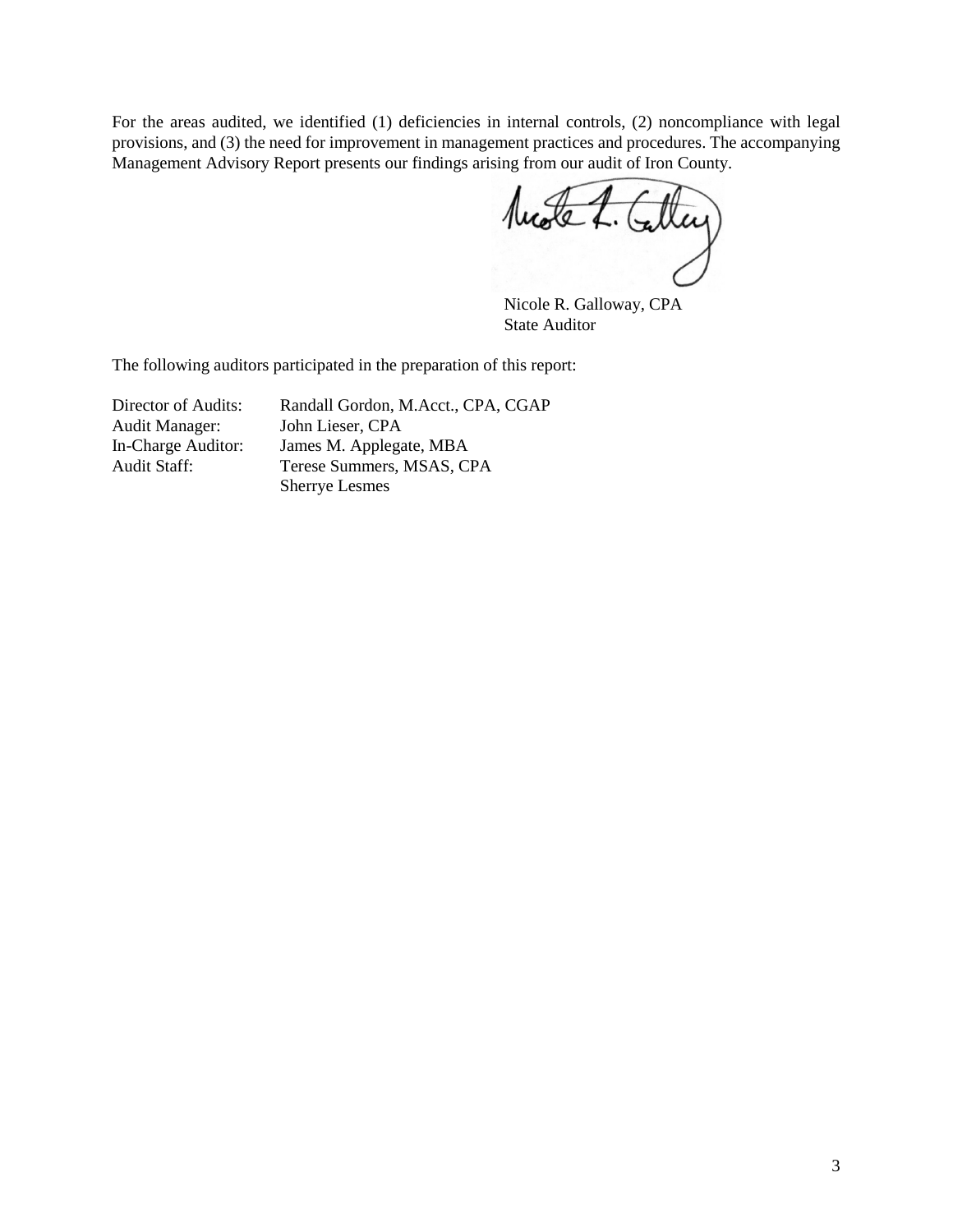For the areas audited, we identified (1) deficiencies in internal controls, (2) noncompliance with legal provisions, and (3) the need for improvement in management practices and procedures. The accompanying Management Advisory Report presents our findings arising from our audit of Iron County.

Nicole R. Galloway, CPA
State Auditor

The following auditors participated in the preparation of this report:

| | |
|---|---|
| Director of Audits: | Randall Gordon, M.Acct., CPA, CGAP |
| Audit Manager: | John Lieser, CPA |
| In-Charge Auditor: | James M. Applegate, MBA |
| Audit Staff: | Terese Summers, MSAS, CPA |
| | Sherrye Lesmes |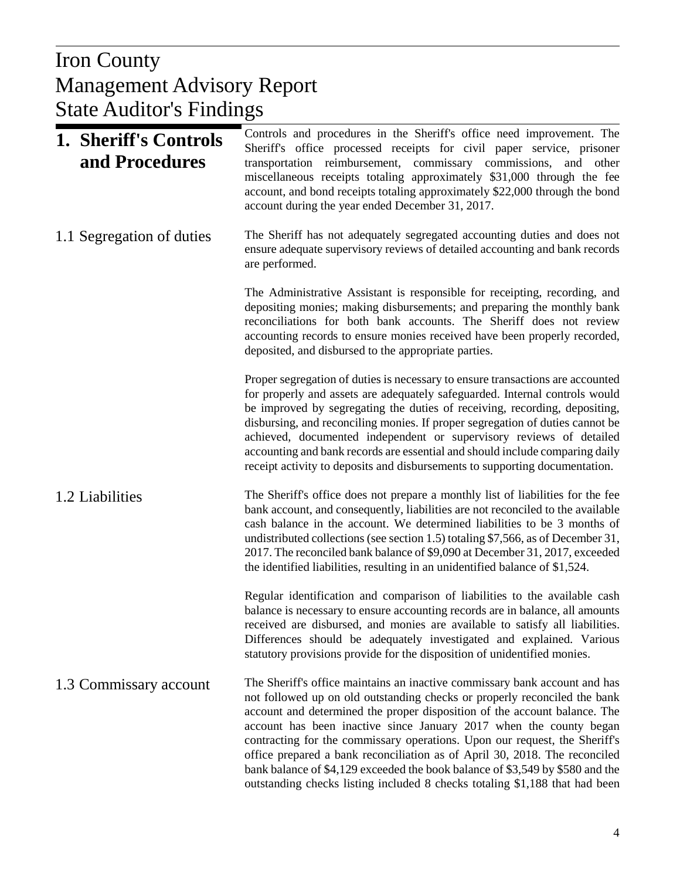# Iron County
# Management Advisory Report
# State Auditor's Findings

## 1. Sheriff's Controls and Procedures

Controls and procedures in the Sheriff's office need improvement. The Sheriff's office processed receipts for civil paper service, prisoner transportation reimbursement, commissary commissions, and other miscellaneous receipts totaling approximately $31,000 through the fee account, and bond receipts totaling approximately $22,000 through the bond account during the year ended December 31, 2017.

### 1.1 Segregation of duties

The Sheriff has not adequately segregated accounting duties and does not ensure adequate supervisory reviews of detailed accounting and bank records are performed.

The Administrative Assistant is responsible for receipting, recording, and depositing monies; making disbursements; and preparing the monthly bank reconciliations for both bank accounts. The Sheriff does not review accounting records to ensure monies received have been properly recorded, deposited, and disbursed to the appropriate parties.

Proper segregation of duties is necessary to ensure transactions are accounted for properly and assets are adequately safeguarded. Internal controls would be improved by segregating the duties of receiving, recording, depositing, disbursing, and reconciling monies. If proper segregation of duties cannot be achieved, documented independent or supervisory reviews of detailed accounting and bank records are essential and should include comparing daily receipt activity to deposits and disbursements to supporting documentation.

### 1.2 Liabilities

The Sheriff's office does not prepare a monthly list of liabilities for the fee bank account, and consequently, liabilities are not reconciled to the available cash balance in the account. We determined liabilities to be 3 months of undistributed collections (see section 1.5) totaling $7,566, as of December 31, 2017. The reconciled bank balance of $9,090 at December 31, 2017, exceeded the identified liabilities, resulting in an unidentified balance of $1,524.

Regular identification and comparison of liabilities to the available cash balance is necessary to ensure accounting records are in balance, all amounts received are disbursed, and monies are available to satisfy all liabilities. Differences should be adequately investigated and explained. Various statutory provisions provide for the disposition of unidentified monies.

### 1.3 Commissary account

The Sheriff's office maintains an inactive commissary bank account and has not followed up on old outstanding checks or properly reconciled the bank account and determined the proper disposition of the account balance. The account has been inactive since January 2017 when the county began contracting for the commissary operations. Upon our request, the Sheriff's office prepared a bank reconciliation as of April 30, 2018. The reconciled bank balance of $4,129 exceeded the book balance of $3,549 by $580 and the outstanding checks listing included 8 checks totaling $1,188 that had been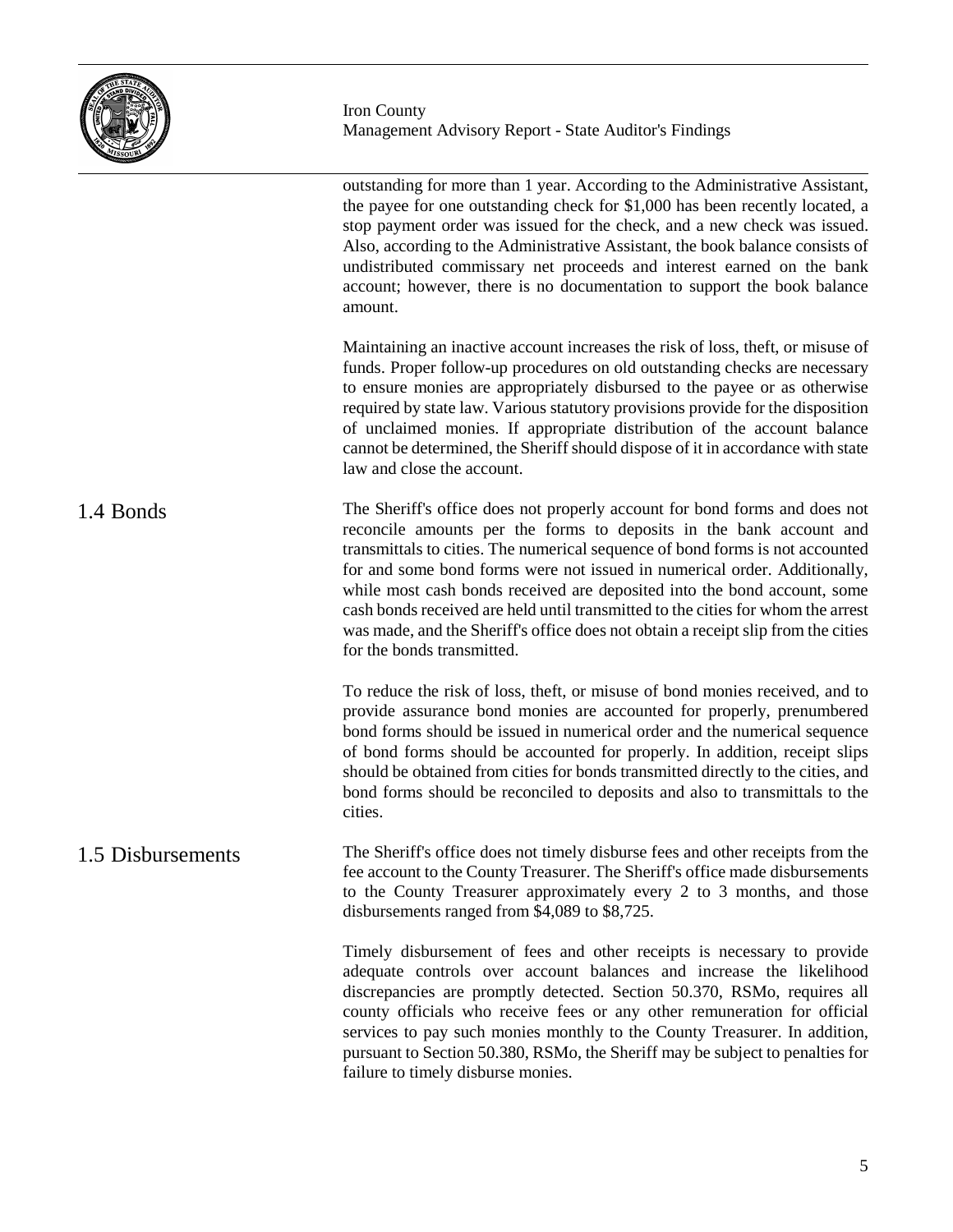outstanding for more than 1 year. According to the Administrative Assistant, the payee for one outstanding check for $1,000 has been recently located, a stop payment order was issued for the check, and a new check was issued. Also, according to the Administrative Assistant, the book balance consists of undistributed commissary net proceeds and interest earned on the bank account; however, there is no documentation to support the book balance amount.

Maintaining an inactive account increases the risk of loss, theft, or misuse of funds. Proper follow-up procedures on old outstanding checks are necessary to ensure monies are appropriately disbursed to the payee or as otherwise required by state law. Various statutory provisions provide for the disposition of unclaimed monies. If appropriate distribution of the account balance cannot be determined, the Sheriff should dispose of it in accordance with state law and close the account.

## 1.4 Bonds

The Sheriff's office does not properly account for bond forms and does not reconcile amounts per the forms to deposits in the bank account and transmittals to cities. The numerical sequence of bond forms is not accounted for and some bond forms were not issued in numerical order. Additionally, while most cash bonds received are deposited into the bond account, some cash bonds received are held until transmitted to the cities for whom the arrest was made, and the Sheriff's office does not obtain a receipt slip from the cities for the bonds transmitted.

To reduce the risk of loss, theft, or misuse of bond monies received, and to provide assurance bond monies are accounted for properly, prenumbered bond forms should be issued in numerical order and the numerical sequence of bond forms should be accounted for properly. In addition, receipt slips should be obtained from cities for bonds transmitted directly to the cities, and bond forms should be reconciled to deposits and also to transmittals to the cities.

## 1.5 Disbursements

The Sheriff's office does not timely disburse fees and other receipts from the fee account to the County Treasurer. The Sheriff's office made disbursements to the County Treasurer approximately every 2 to 3 months, and those disbursements ranged from $4,089 to $8,725.

Timely disbursement of fees and other receipts is necessary to provide adequate controls over account balances and increase the likelihood discrepancies are promptly detected. Section 50.370, RSMo, requires all county officials who receive fees or any other remuneration for official services to pay such monies monthly to the County Treasurer. In addition, pursuant to Section 50.380, RSMo, the Sheriff may be subject to penalties for failure to timely disburse monies.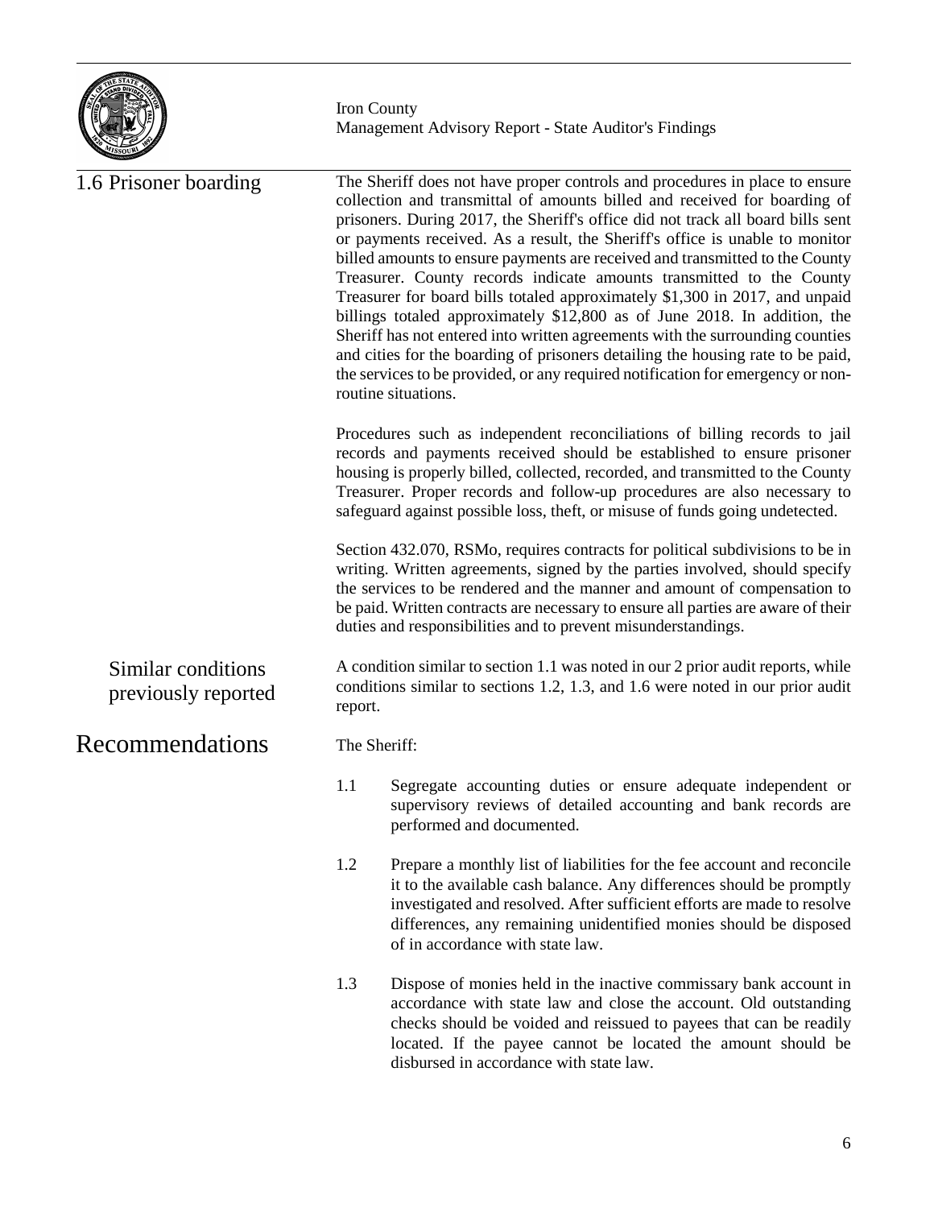### 1.6 Prisoner boarding

The Sheriff does not have proper controls and procedures in place to ensure collection and transmittal of amounts billed and received for boarding of prisoners. During 2017, the Sheriff's office did not track all board bills sent or payments received. As a result, the Sheriff's office is unable to monitor billed amounts to ensure payments are received and transmitted to the County Treasurer. County records indicate amounts transmitted to the County Treasurer for board bills totaled approximately $1,300 in 2017, and unpaid billings totaled approximately $12,800 as of June 2018. In addition, the Sheriff has not entered into written agreements with the surrounding counties and cities for the boarding of prisoners detailing the housing rate to be paid, the services to be provided, or any required notification for emergency or non-routine situations.

Procedures such as independent reconciliations of billing records to jail records and payments received should be established to ensure prisoner housing is properly billed, collected, recorded, and transmitted to the County Treasurer. Proper records and follow-up procedures are also necessary to safeguard against possible loss, theft, or misuse of funds going undetected.

Section 432.070, RSMo, requires contracts for political subdivisions to be in writing. Written agreements, signed by the parties involved, should specify the services to be rendered and the manner and amount of compensation to be paid. Written contracts are necessary to ensure all parties are aware of their duties and responsibilities and to prevent misunderstandings.

#### Similar conditions previously reported

A condition similar to section 1.1 was noted in our 2 prior audit reports, while conditions similar to sections 1.2, 1.3, and 1.6 were noted in our prior audit report.

## Recommendations

The Sheriff:

1.1 Segregate accounting duties or ensure adequate independent or supervisory reviews of detailed accounting and bank records are performed and documented.

1.2 Prepare a monthly list of liabilities for the fee account and reconcile it to the available cash balance. Any differences should be promptly investigated and resolved. After sufficient efforts are made to resolve differences, any remaining unidentified monies should be disposed of in accordance with state law.

1.3 Dispose of monies held in the inactive commissary bank account in accordance with state law and close the account. Old outstanding checks should be voided and reissued to payees that can be readily located. If the payee cannot be located the amount should be disbursed in accordance with state law.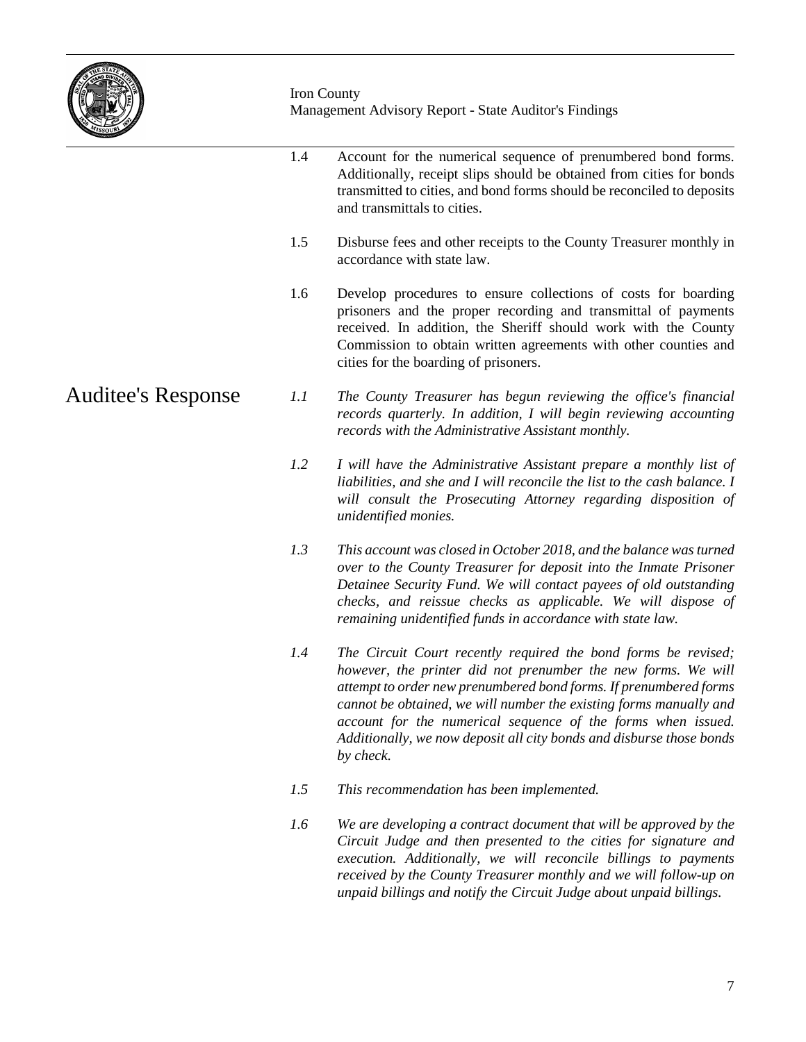1.4 Account for the numerical sequence of prenumbered bond forms. Additionally, receipt slips should be obtained from cities for bonds transmitted to cities, and bond forms should be reconciled to deposits and transmittals to cities.

1.5 Disburse fees and other receipts to the County Treasurer monthly in accordance with state law.

1.6 Develop procedures to ensure collections of costs for boarding prisoners and the proper recording and transmittal of payments received. In addition, the Sheriff should work with the County Commission to obtain written agreements with other counties and cities for the boarding of prisoners.

## Auditee's Response

*1.1 The County Treasurer has begun reviewing the office's financial records quarterly. In addition, I will begin reviewing accounting records with the Administrative Assistant monthly.*

*1.2 I will have the Administrative Assistant prepare a monthly list of liabilities, and she and I will reconcile the list to the cash balance. I will consult the Prosecuting Attorney regarding disposition of unidentified monies.*

*1.3 This account was closed in October 2018, and the balance was turned over to the County Treasurer for deposit into the Inmate Prisoner Detainee Security Fund. We will contact payees of old outstanding checks, and reissue checks as applicable. We will dispose of remaining unidentified funds in accordance with state law.*

*1.4 The Circuit Court recently required the bond forms be revised; however, the printer did not prenumber the new forms. We will attempt to order new prenumbered bond forms. If prenumbered forms cannot be obtained, we will number the existing forms manually and account for the numerical sequence of the forms when issued. Additionally, we now deposit all city bonds and disburse those bonds by check.*

*1.5 This recommendation has been implemented.*

*1.6 We are developing a contract document that will be approved by the Circuit Judge and then presented to the cities for signature and execution. Additionally, we will reconcile billings to payments received by the County Treasurer monthly and we will follow-up on unpaid billings and notify the Circuit Judge about unpaid billings.*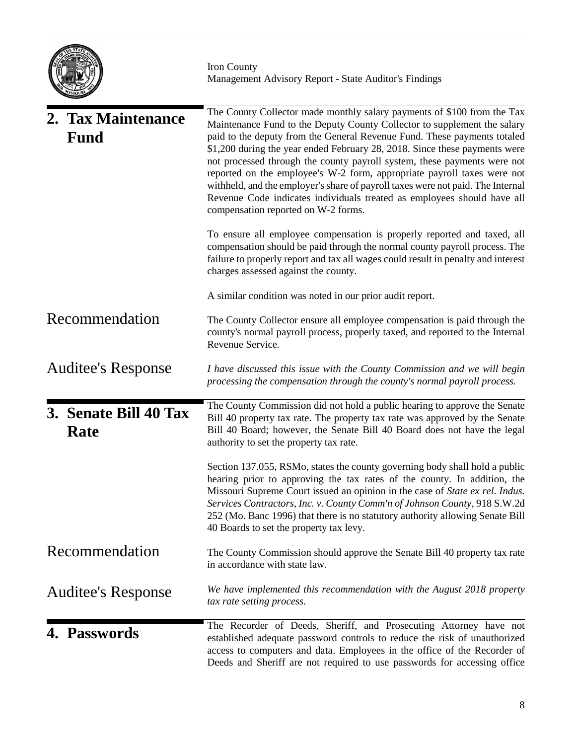## 2. Tax Maintenance Fund

The County Collector made monthly salary payments of $100 from the Tax Maintenance Fund to the Deputy County Collector to supplement the salary paid to the deputy from the General Revenue Fund. These payments totaled $1,200 during the year ended February 28, 2018. Since these payments were not processed through the county payroll system, these payments were not reported on the employee's W-2 form, appropriate payroll taxes were not withheld, and the employer's share of payroll taxes were not paid. The Internal Revenue Code indicates individuals treated as employees should have all compensation reported on W-2 forms.

To ensure all employee compensation is properly reported and taxed, all compensation should be paid through the normal county payroll process. The failure to properly report and tax all wages could result in penalty and interest charges assessed against the county.

A similar condition was noted in our prior audit report.

### Recommendation

The County Collector ensure all employee compensation is paid through the county's normal payroll process, properly taxed, and reported to the Internal Revenue Service.

### Auditee's Response

*I have discussed this issue with the County Commission and we will begin processing the compensation through the county's normal payroll process.*

## 3. Senate Bill 40 Tax Rate

The County Commission did not hold a public hearing to approve the Senate Bill 40 property tax rate. The property tax rate was approved by the Senate Bill 40 Board; however, the Senate Bill 40 Board does not have the legal authority to set the property tax rate.

Section 137.055, RSMo, states the county governing body shall hold a public hearing prior to approving the tax rates of the county. In addition, the Missouri Supreme Court issued an opinion in the case of *State ex rel. Indus. Services Contractors, Inc. v. County Comm'n of Johnson County*, 918 S.W.2d 252 (Mo. Banc 1996) that there is no statutory authority allowing Senate Bill 40 Boards to set the property tax levy.

### Recommendation

The County Commission should approve the Senate Bill 40 property tax rate in accordance with state law.

### Auditee's Response

*We have implemented this recommendation with the August 2018 property tax rate setting process.*

## 4. Passwords

The Recorder of Deeds, Sheriff, and Prosecuting Attorney have not established adequate password controls to reduce the risk of unauthorized access to computers and data. Employees in the office of the Recorder of Deeds and Sheriff are not required to use passwords for accessing office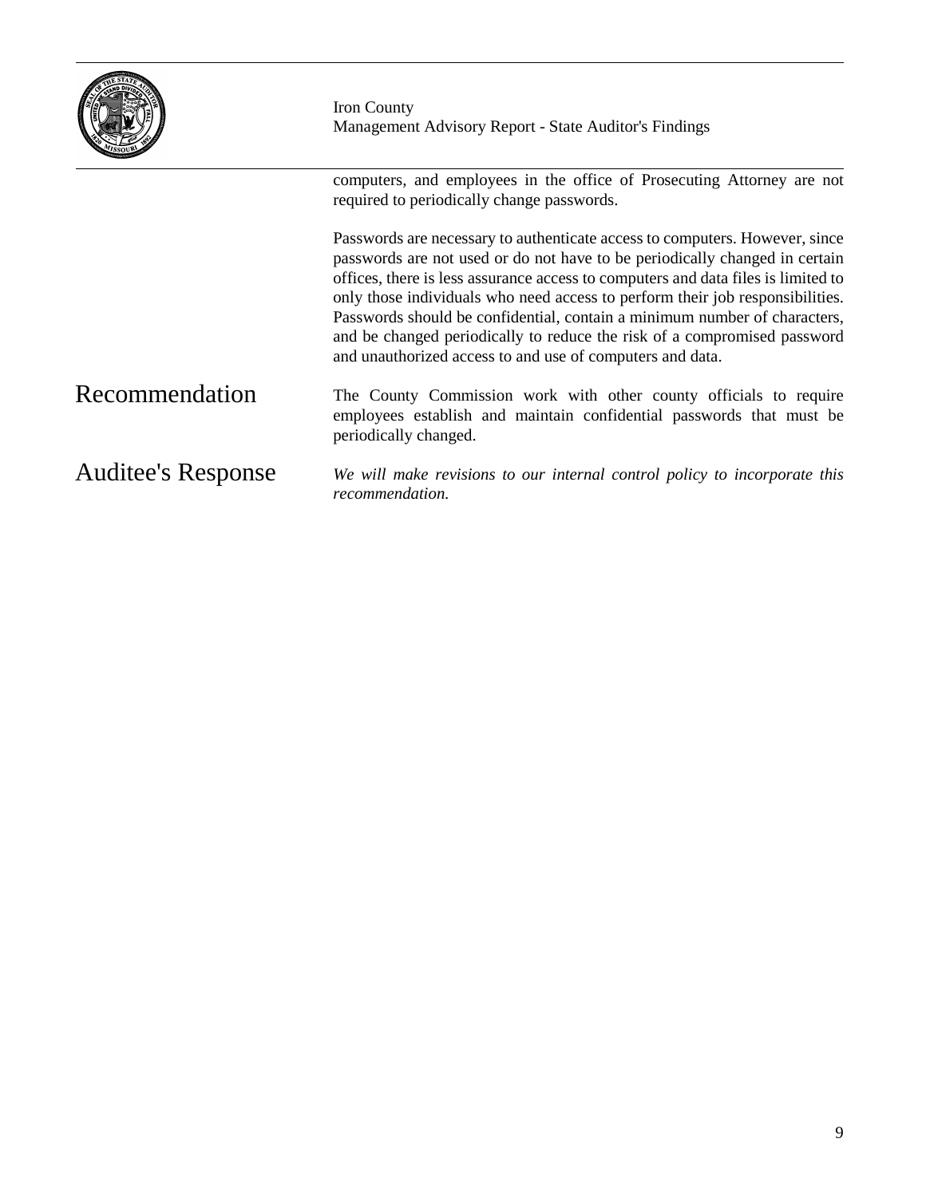computers, and employees in the office of Prosecuting Attorney are not required to periodically change passwords.

Passwords are necessary to authenticate access to computers. However, since passwords are not used or do not have to be periodically changed in certain offices, there is less assurance access to computers and data files is limited to only those individuals who need access to perform their job responsibilities. Passwords should be confidential, contain a minimum number of characters, and be changed periodically to reduce the risk of a compromised password and unauthorized access to and use of computers and data.

## Recommendation

The County Commission work with other county officials to require employees establish and maintain confidential passwords that must be periodically changed.

## Auditee's Response

*We will make revisions to our internal control policy to incorporate this recommendation.*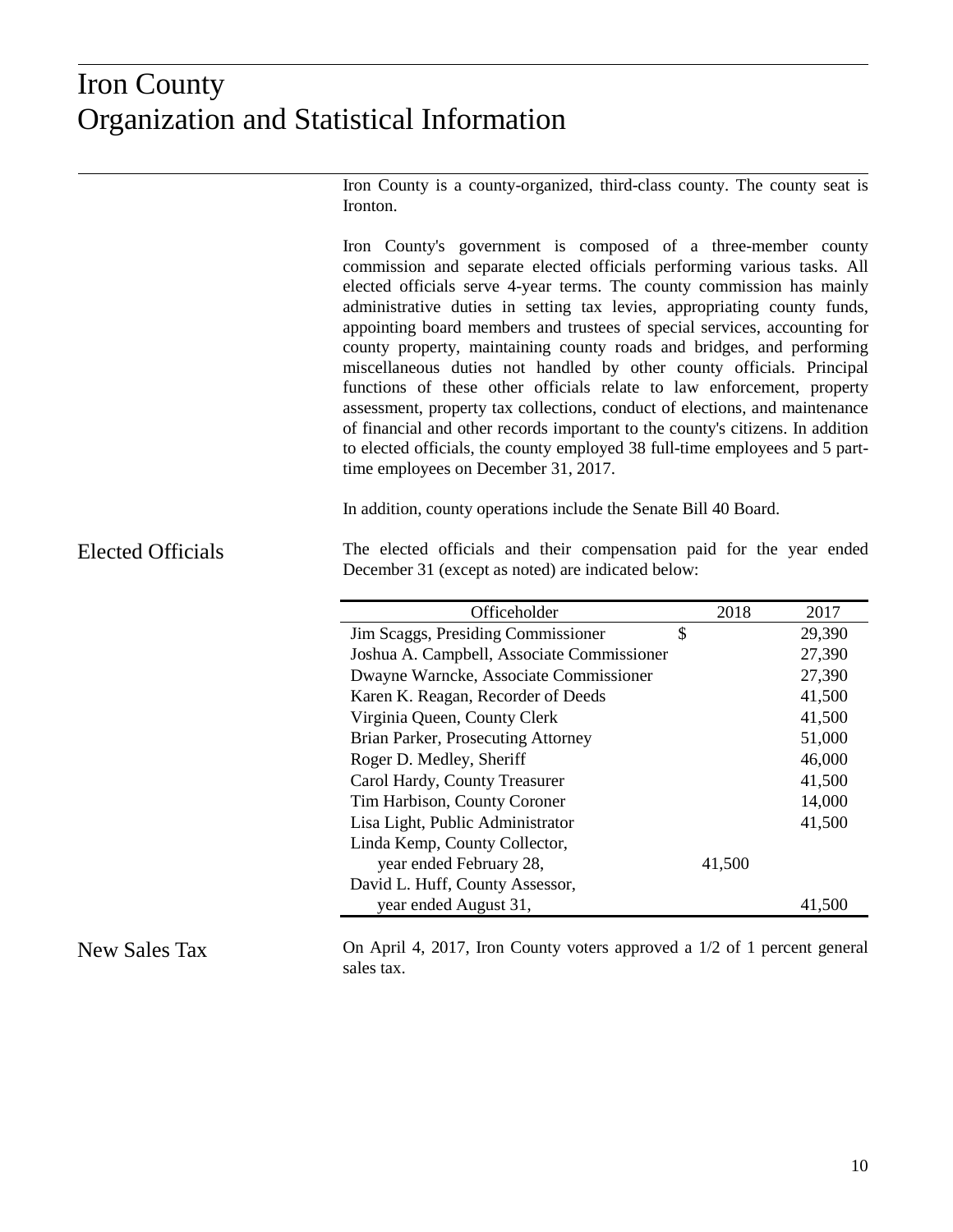# Iron County
# Organization and Statistical Information

Iron County is a county-organized, third-class county. The county seat is Ironton.

Iron County's government is composed of a three-member county commission and separate elected officials performing various tasks. All elected officials serve 4-year terms. The county commission has mainly administrative duties in setting tax levies, appropriating county funds, appointing board members and trustees of special services, accounting for county property, maintaining county roads and bridges, and performing miscellaneous duties not handled by other county officials. Principal functions of these other officials relate to law enforcement, property assessment, property tax collections, conduct of elections, and maintenance of financial and other records important to the county's citizens. In addition to elected officials, the county employed 38 full-time employees and 5 part-time employees on December 31, 2017.

In addition, county operations include the Senate Bill 40 Board.

## Elected Officials

The elected officials and their compensation paid for the year ended December 31 (except as noted) are indicated below:

| Officeholder | 2018 | 2017 |
|---|---|---|
| Jim Scaggs, Presiding Commissioner | $ | 29,390 |
| Joshua A. Campbell, Associate Commissioner | | 27,390 |
| Dwayne Warncke, Associate Commissioner | | 27,390 |
| Karen K. Reagan, Recorder of Deeds | | 41,500 |
| Virginia Queen, County Clerk | | 41,500 |
| Brian Parker, Prosecuting Attorney | | 51,000 |
| Roger D. Medley, Sheriff | | 46,000 |
| Carol Hardy, County Treasurer | | 41,500 |
| Tim Harbison, County Coroner | | 14,000 |
| Lisa Light, Public Administrator | | 41,500 |
| Linda Kemp, County Collector, year ended February 28, | 41,500 | |
| David L. Huff, County Assessor, year ended August 31, | | 41,500 |

## New Sales Tax

On April 4, 2017, Iron County voters approved a 1/2 of 1 percent general sales tax.